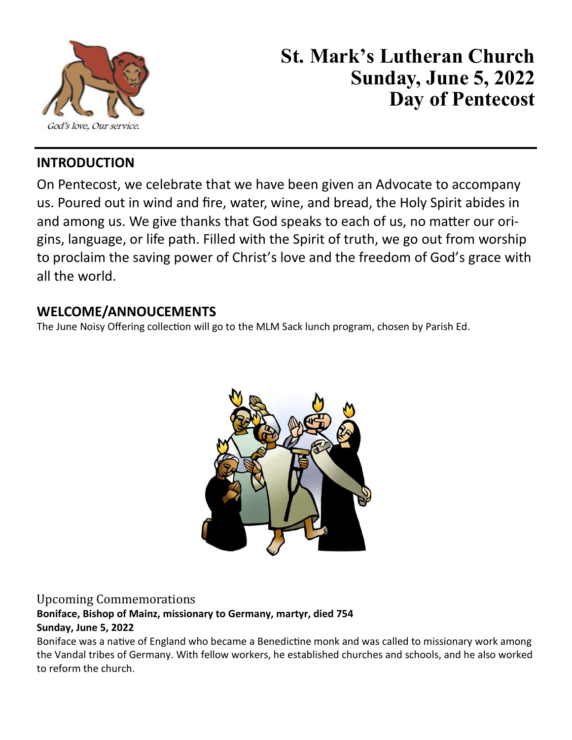God's love, Our service.

# St. Mark's Lutheran Church
# Sunday, June 5, 2022
# Day of Pentecost

## INTRODUCTION

On Pentecost, we celebrate that we have been given an Advocate to accompany us. Poured out in wind and fire, water, wine, and bread, the Holy Spirit abides in and among us. We give thanks that God speaks to each of us, no matter our origins, language, or life path. Filled with the Spirit of truth, we go out from worship to proclaim the saving power of Christ's love and the freedom of God's grace with all the world.

## WELCOME/ANNOUCEMENTS

The June Noisy Offering collection will go to the MLM Sack lunch program, chosen by Parish Ed.

Upcoming Commemorations

**Boniface, Bishop of Mainz, missionary to Germany, martyr, died 754**
**Sunday, June 5, 2022**

Boniface was a native of England who became a Benedictine monk and was called to missionary work among the Vandal tribes of Germany. With fellow workers, he established churches and schools, and he also worked to reform the church.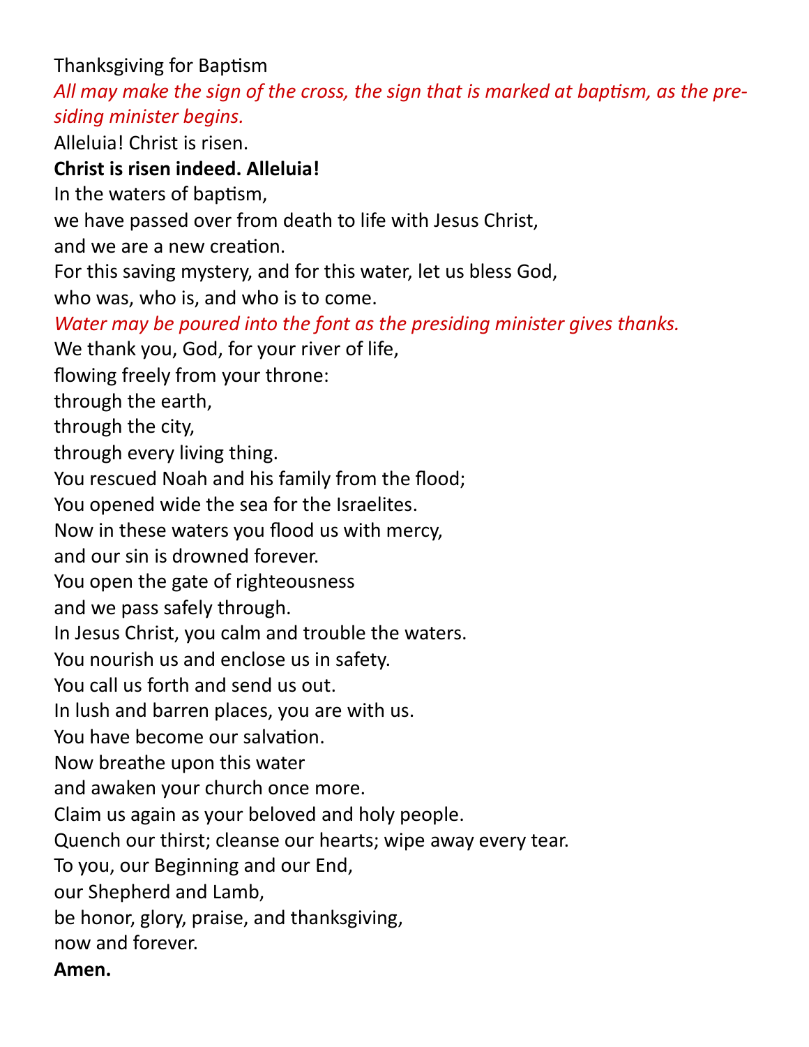## Thanksgiving for Baptism

*All may make the sign of the cross, the sign that is marked at baptism, as the presiding minister begins.*

Alleluia! Christ is risen.

**Christ is risen indeed. Alleluia!**

In the waters of baptism,
we have passed over from death to life with Jesus Christ,
and we are a new creation.
For this saving mystery, and for this water, let us bless God,
who was, who is, and who is to come.

*Water may be poured into the font as the presiding minister gives thanks.*

We thank you, God, for your river of life,
flowing freely from your throne:
through the earth,
through the city,
through every living thing.
You rescued Noah and his family from the flood;
You opened wide the sea for the Israelites.
Now in these waters you flood us with mercy,
and our sin is drowned forever.
You open the gate of righteousness
and we pass safely through.
In Jesus Christ, you calm and trouble the waters.
You nourish us and enclose us in safety.
You call us forth and send us out.
In lush and barren places, you are with us.
You have become our salvation.
Now breathe upon this water
and awaken your church once more.
Claim us again as your beloved and holy people.
Quench our thirst; cleanse our hearts; wipe away every tear.
To you, our Beginning and our End,
our Shepherd and Lamb,
be honor, glory, praise, and thanksgiving,
now and forever.

**Amen.**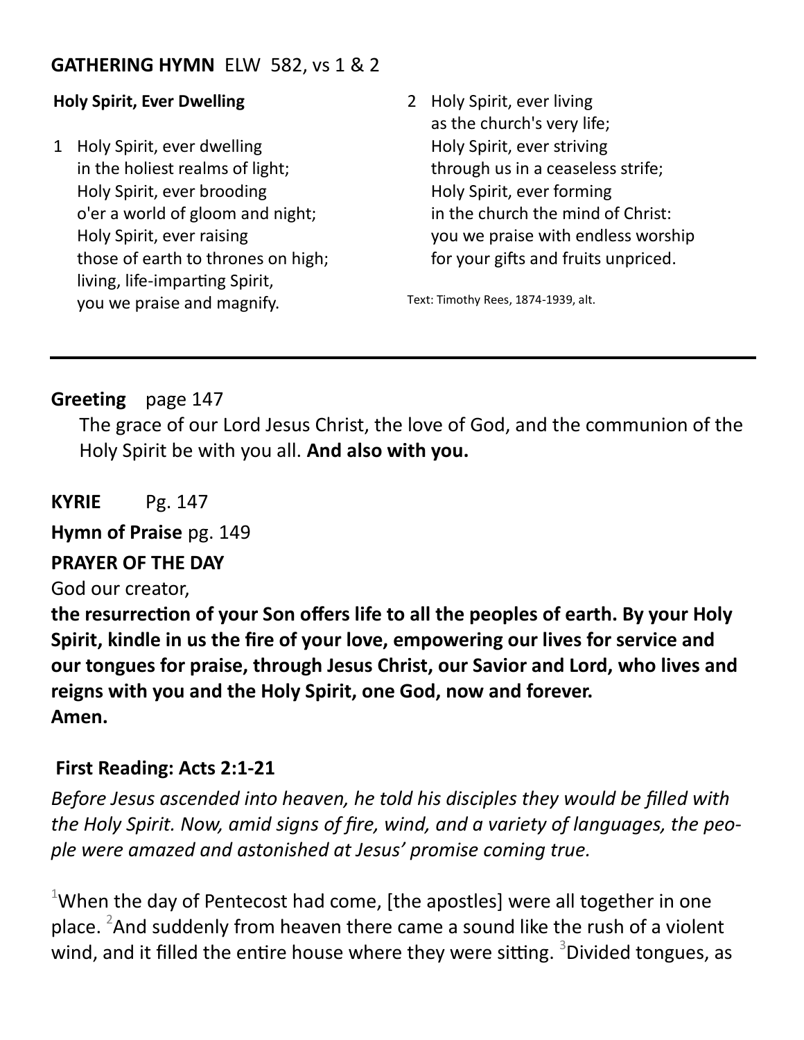**GATHERING HYMN** ELW 582, vs 1 & 2

**Holy Spirit, Ever Dwelling**

1 Holy Spirit, ever dwelling
in the holiest realms of light;
Holy Spirit, ever brooding
o'er a world of gloom and night;
Holy Spirit, ever raising
those of earth to thrones on high;
living, life-imparting Spirit,
you we praise and magnify.

2 Holy Spirit, ever living
as the church's very life;
Holy Spirit, ever striving
through us in a ceaseless strife;
Holy Spirit, ever forming
in the church the mind of Christ:
you we praise with endless worship
for your gifts and fruits unpriced.

Text: Timothy Rees, 1874-1939, alt.

---

**Greeting** page 147

The grace of our Lord Jesus Christ, the love of God, and the communion of the Holy Spirit be with you all. **And also with you.**

**KYRIE** Pg. 147

**Hymn of Praise** pg. 149

**PRAYER OF THE DAY**

God our creator,

**the resurrection of your Son offers life to all the peoples of earth. By your Holy Spirit, kindle in us the fire of your love, empowering our lives for service and our tongues for praise, through Jesus Christ, our Savior and Lord, who lives and reigns with you and the Holy Spirit, one God, now and forever.**
**Amen.**

**First Reading: Acts 2:1-21**

*Before Jesus ascended into heaven, he told his disciples they would be filled with the Holy Spirit. Now, amid signs of fire, wind, and a variety of languages, the people were amazed and astonished at Jesus' promise coming true.*

[1]When the day of Pentecost had come, [the apostles] were all together in one place. [2]And suddenly from heaven there came a sound like the rush of a violent wind, and it filled the entire house where they were sitting. [3]Divided tongues, as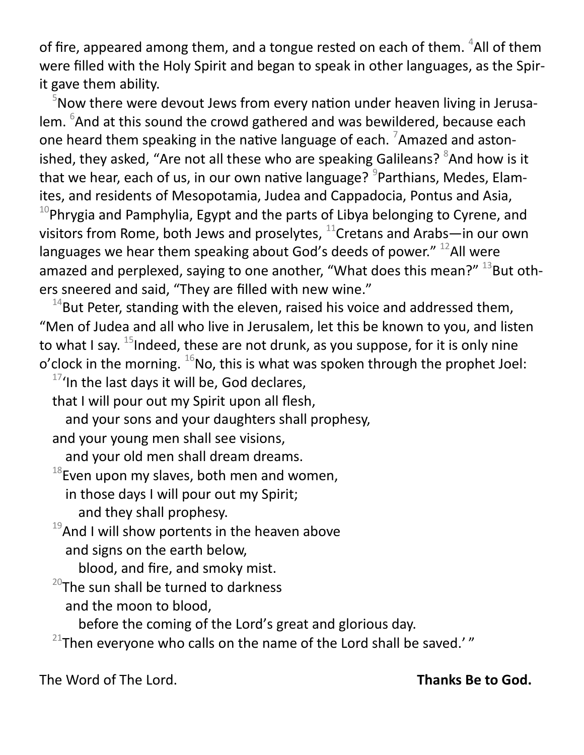of fire, appeared among them, and a tongue rested on each of them. [4]All of them were filled with the Holy Spirit and began to speak in other languages, as the Spirit gave them ability.

[5]Now there were devout Jews from every nation under heaven living in Jerusalem. [6]And at this sound the crowd gathered and was bewildered, because each one heard them speaking in the native language of each. [7]Amazed and astonished, they asked, "Are not all these who are speaking Galileans? [8]And how is it that we hear, each of us, in our own native language? [9]Parthians, Medes, Elamites, and residents of Mesopotamia, Judea and Cappadocia, Pontus and Asia, [10]Phrygia and Pamphylia, Egypt and the parts of Libya belonging to Cyrene, and visitors from Rome, both Jews and proselytes, [11]Cretans and Arabs—in our own languages we hear them speaking about God's deeds of power." [12]All were amazed and perplexed, saying to one another, "What does this mean?" [13]But others sneered and said, "They are filled with new wine."

[14]But Peter, standing with the eleven, raised his voice and addressed them, "Men of Judea and all who live in Jerusalem, let this be known to you, and listen to what I say. [15]Indeed, these are not drunk, as you suppose, for it is only nine o'clock in the morning. [16]No, this is what was spoken through the prophet Joel:

[17]'In the last days it will be, God declares,  
that I will pour out my Spirit upon all flesh,  
and your sons and your daughters shall prophesy,  
and your young men shall see visions,  
and your old men shall dream dreams.  
[18]Even upon my slaves, both men and women,  
in those days I will pour out my Spirit;  
and they shall prophesy.  
[19]And I will show portents in the heaven above  
and signs on the earth below,  
blood, and fire, and smoky mist.  
[20]The sun shall be turned to darkness  
and the moon to blood,  
before the coming of the Lord's great and glorious day.  
[21]Then everyone who calls on the name of the Lord shall be saved.' "

The Word of The Lord. **Thanks Be to God.**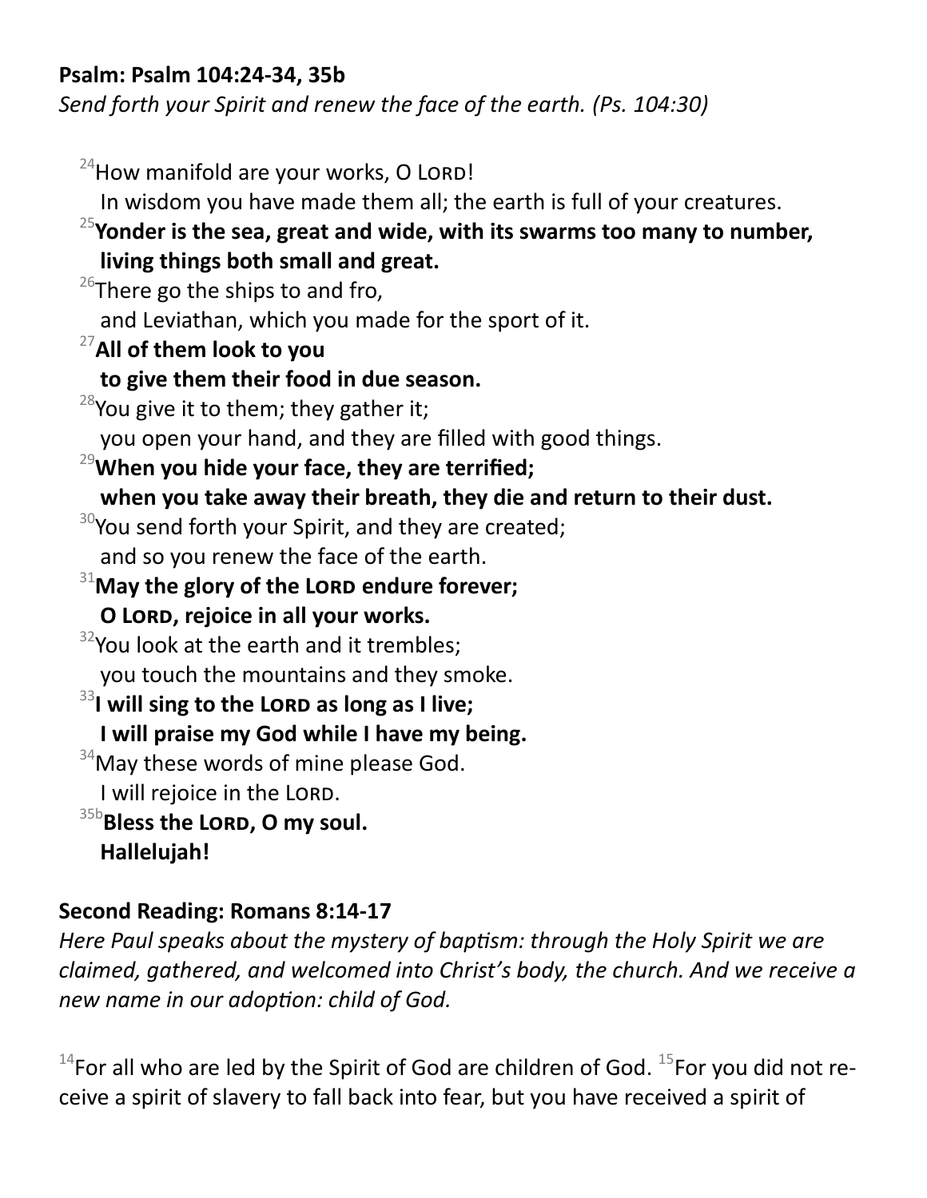**Psalm: Psalm 104:24-34, 35b**

*Send forth your Spirit and renew the face of the earth. (Ps. 104:30)*

[24]How manifold are your works, O LORD!
In wisdom you have made them all; the earth is full of your creatures.

[25]**Yonder is the sea, great and wide, with its swarms too many to number,**
**living things both small and great.**

[26]There go the ships to and fro,
and Leviathan, which you made for the sport of it.

[27]**All of them look to you**
**to give them their food in due season.**

[28]You give it to them; they gather it;
you open your hand, and they are filled with good things.

[29]**When you hide your face, they are terrified;**
**when you take away their breath, they die and return to their dust.**

[30]You send forth your Spirit, and they are created;
and so you renew the face of the earth.

[31]**May the glory of the LORD endure forever;**
**O LORD, rejoice in all your works.**

[32]You look at the earth and it trembles;
you touch the mountains and they smoke.

[33]**I will sing to the LORD as long as I live;**
**I will praise my God while I have my being.**

[34]May these words of mine please God.
I will rejoice in the LORD.

[35b]**Bless the LORD, O my soul.**
**Hallelujah!**

**Second Reading: Romans 8:14-17**

*Here Paul speaks about the mystery of baptism: through the Holy Spirit we are claimed, gathered, and welcomed into Christ's body, the church. And we receive a new name in our adoption: child of God.*

[14]For all who are led by the Spirit of God are children of God. [15]For you did not receive a spirit of slavery to fall back into fear, but you have received a spirit of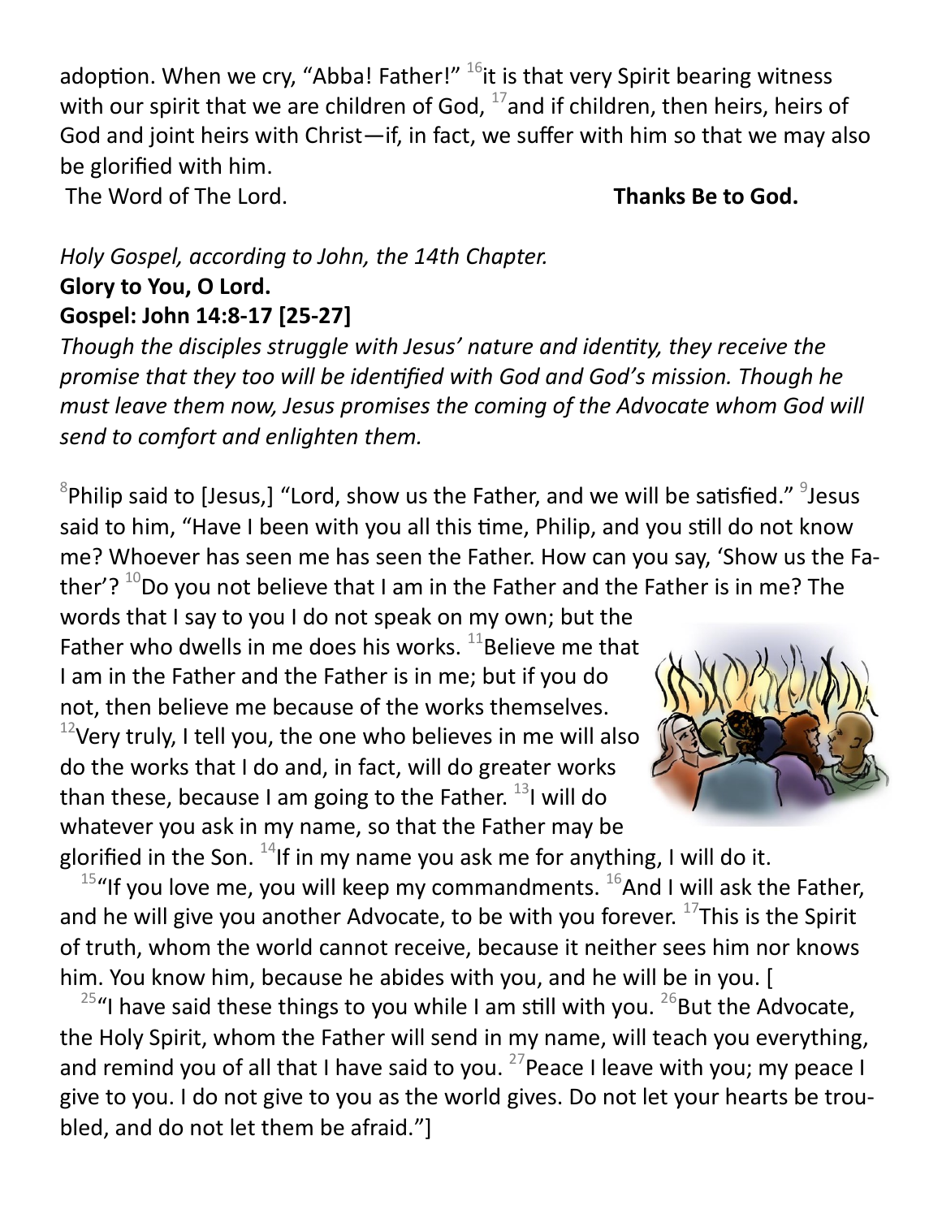adoption. When we cry, "Abba! Father!" [16]it is that very Spirit bearing witness with our spirit that we are children of God, [17]and if children, then heirs, heirs of God and joint heirs with Christ—if, in fact, we suffer with him so that we may also be glorified with him.

The Word of The Lord. **Thanks Be to God.**

*Holy Gospel, according to John, the 14th Chapter.*

**Glory to You, O Lord.**

**Gospel: John 14:8-17 [25-27]**

*Though the disciples struggle with Jesus' nature and identity, they receive the promise that they too will be identified with God and God's mission. Though he must leave them now, Jesus promises the coming of the Advocate whom God will send to comfort and enlighten them.*

[8]Philip said to [Jesus,] "Lord, show us the Father, and we will be satisfied." [9]Jesus said to him, "Have I been with you all this time, Philip, and you still do not know me? Whoever has seen me has seen the Father. How can you say, 'Show us the Father'? [10]Do you not believe that I am in the Father and the Father is in me? The words that I say to you I do not speak on my own; but the Father who dwells in me does his works. [11]Believe me that I am in the Father and the Father is in me; but if you do not, then believe me because of the works themselves. [12]Very truly, I tell you, the one who believes in me will also do the works that I do and, in fact, will do greater works than these, because I am going to the Father. [13]I will do whatever you ask in my name, so that the Father may be glorified in the Son. [14]If in my name you ask me for anything, I will do it.

[15]"If you love me, you will keep my commandments. [16]And I will ask the Father, and he will give you another Advocate, to be with you forever. [17]This is the Spirit of truth, whom the world cannot receive, because it neither sees him nor knows him. You know him, because he abides with you, and he will be in you. [

[25]"I have said these things to you while I am still with you. [26]But the Advocate, the Holy Spirit, whom the Father will send in my name, will teach you everything, and remind you of all that I have said to you. [27]Peace I leave with you; my peace I give to you. I do not give to you as the world gives. Do not let your hearts be troubled, and do not let them be afraid."]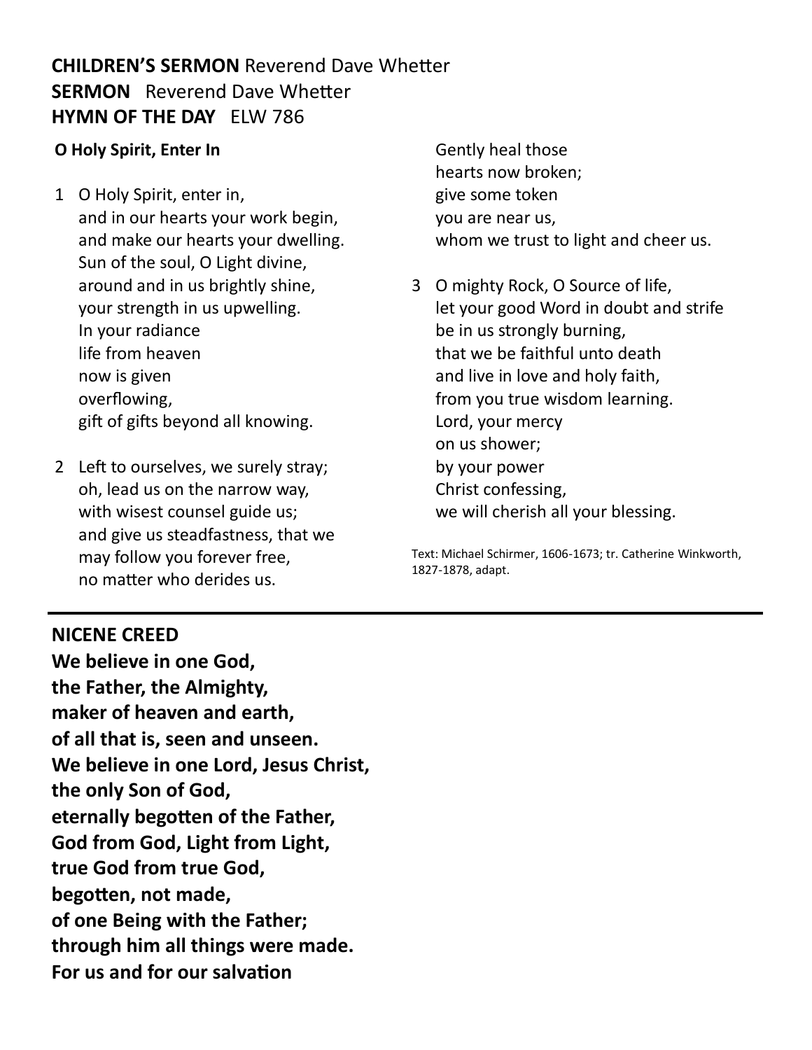**CHILDREN'S SERMON** Reverend Dave Whetter
**SERMON** Reverend Dave Whetter
**HYMN OF THE DAY** ELW 786

**O Holy Spirit, Enter In**

1 O Holy Spirit, enter in,
and in our hearts your work begin,
and make our hearts your dwelling.
Sun of the soul, O Light divine,
around and in us brightly shine,
your strength in us upwelling.
In your radiance
life from heaven
now is given
overflowing,
gift of gifts beyond all knowing.

2 Left to ourselves, we surely stray;
oh, lead us on the narrow way,
with wisest counsel guide us;
and give us steadfastness, that we
may follow you forever free,
no matter who derides us.
Gently heal those
hearts now broken;
give some token
you are near us,
whom we trust to light and cheer us.

3 O mighty Rock, O Source of life,
let your good Word in doubt and strife
be in us strongly burning,
that we be faithful unto death
and live in love and holy faith,
from you true wisdom learning.
Lord, your mercy
on us shower;
by your power
Christ confessing,
we will cherish all your blessing.

Text: Michael Schirmer, 1606-1673; tr. Catherine Winkworth, 1827-1878, adapt.

---

**NICENE CREED**

**We believe in one God,
the Father, the Almighty,
maker of heaven and earth,
of all that is, seen and unseen.
We believe in one Lord, Jesus Christ,
the only Son of God,
eternally begotten of the Father,
God from God, Light from Light,
true God from true God,
begotten, not made,
of one Being with the Father;
through him all things were made.
For us and for our salvation**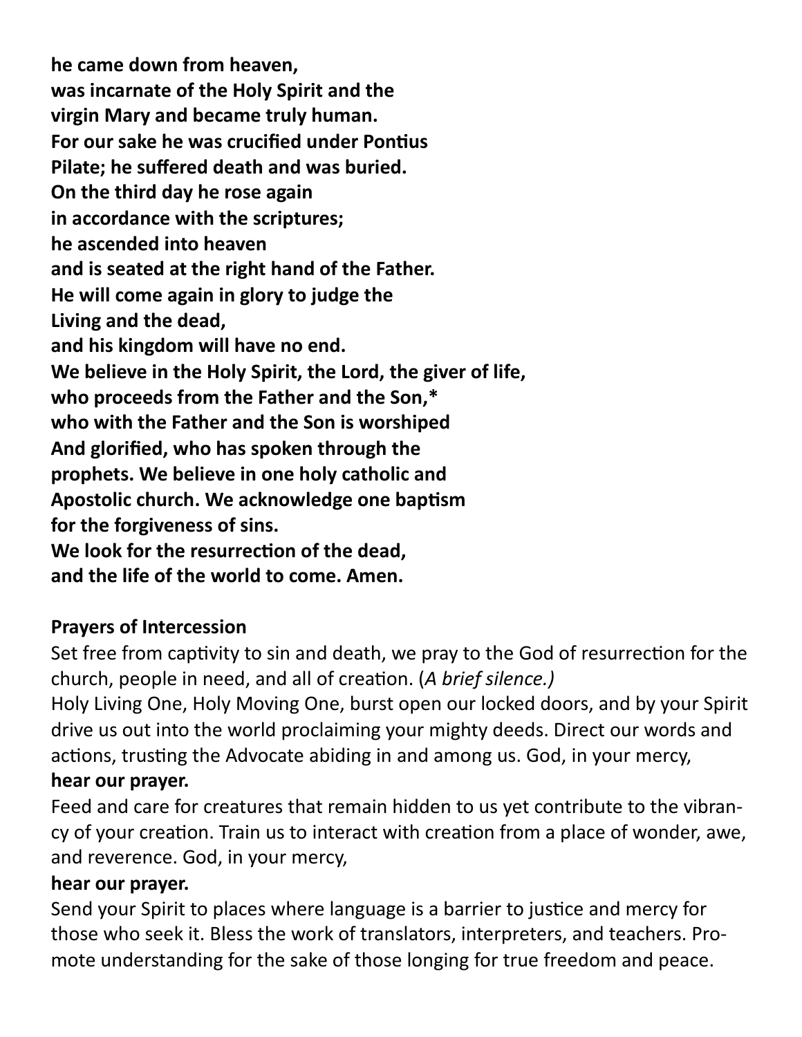**he came down from heaven,**
**was incarnate of the Holy Spirit and the**
**virgin Mary and became truly human.**
**For our sake he was crucified under Pontius**
**Pilate; he suffered death and was buried.**
**On the third day he rose again**
**in accordance with the scriptures;**
**he ascended into heaven**
**and is seated at the right hand of the Father.**
**He will come again in glory to judge the**
**Living and the dead,**
**and his kingdom will have no end.**
**We believe in the Holy Spirit, the Lord, the giver of life,**
**who proceeds from the Father and the Son,***
**who with the Father and the Son is worshiped**
**And glorified, who has spoken through the**
**prophets. We believe in one holy catholic and**
**Apostolic church. We acknowledge one baptism**
**for the forgiveness of sins.**
**We look for the resurrection of the dead,**
**and the life of the world to come. Amen.**

**Prayers of Intercession**

Set free from captivity to sin and death, we pray to the God of resurrection for the church, people in need, and all of creation. (*A brief silence.)*

Holy Living One, Holy Moving One, burst open our locked doors, and by your Spirit drive us out into the world proclaiming your mighty deeds. Direct our words and actions, trusting the Advocate abiding in and among us. God, in your mercy,
**hear our prayer.**

Feed and care for creatures that remain hidden to us yet contribute to the vibrancy of your creation. Train us to interact with creation from a place of wonder, awe, and reverence. God, in your mercy,
**hear our prayer.**

Send your Spirit to places where language is a barrier to justice and mercy for those who seek it. Bless the work of translators, interpreters, and teachers. Promote understanding for the sake of those longing for true freedom and peace.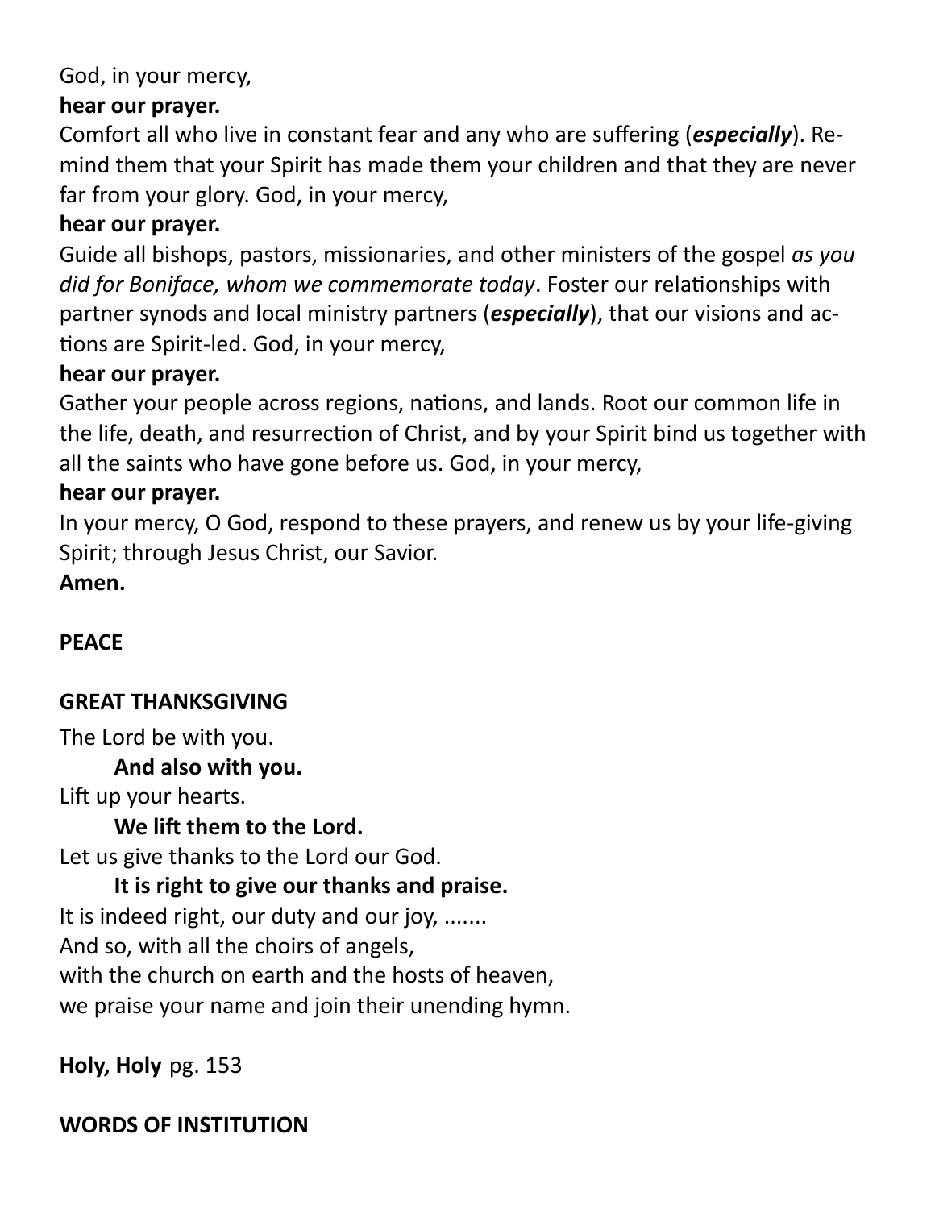God, in your mercy,

**hear our prayer.**

Comfort all who live in constant fear and any who are suffering (***especially***). Remind them that your Spirit has made them your children and that they are never far from your glory. God, in your mercy,

**hear our prayer.**

Guide all bishops, pastors, missionaries, and other ministers of the gospel *as you did for Boniface, whom we commemorate today*. Foster our relationships with partner synods and local ministry partners (***especially***), that our visions and actions are Spirit-led. God, in your mercy,

**hear our prayer.**

Gather your people across regions, nations, and lands. Root our common life in the life, death, and resurrection of Christ, and by your Spirit bind us together with all the saints who have gone before us. God, in your mercy,

**hear our prayer.**

In your mercy, O God, respond to these prayers, and renew us by your life-giving Spirit; through Jesus Christ, our Savior.

**Amen.**

**PEACE**

**GREAT THANKSGIVING**

The Lord be with you.

**And also with you.**

Lift up your hearts.

**We lift them to the Lord.**

Let us give thanks to the Lord our God.

**It is right to give our thanks and praise.**

It is indeed right, our duty and our joy, .......
And so, with all the choirs of angels,
with the church on earth and the hosts of heaven,
we praise your name and join their unending hymn.

**Holy, Holy** pg. 153

**WORDS OF INSTITUTION**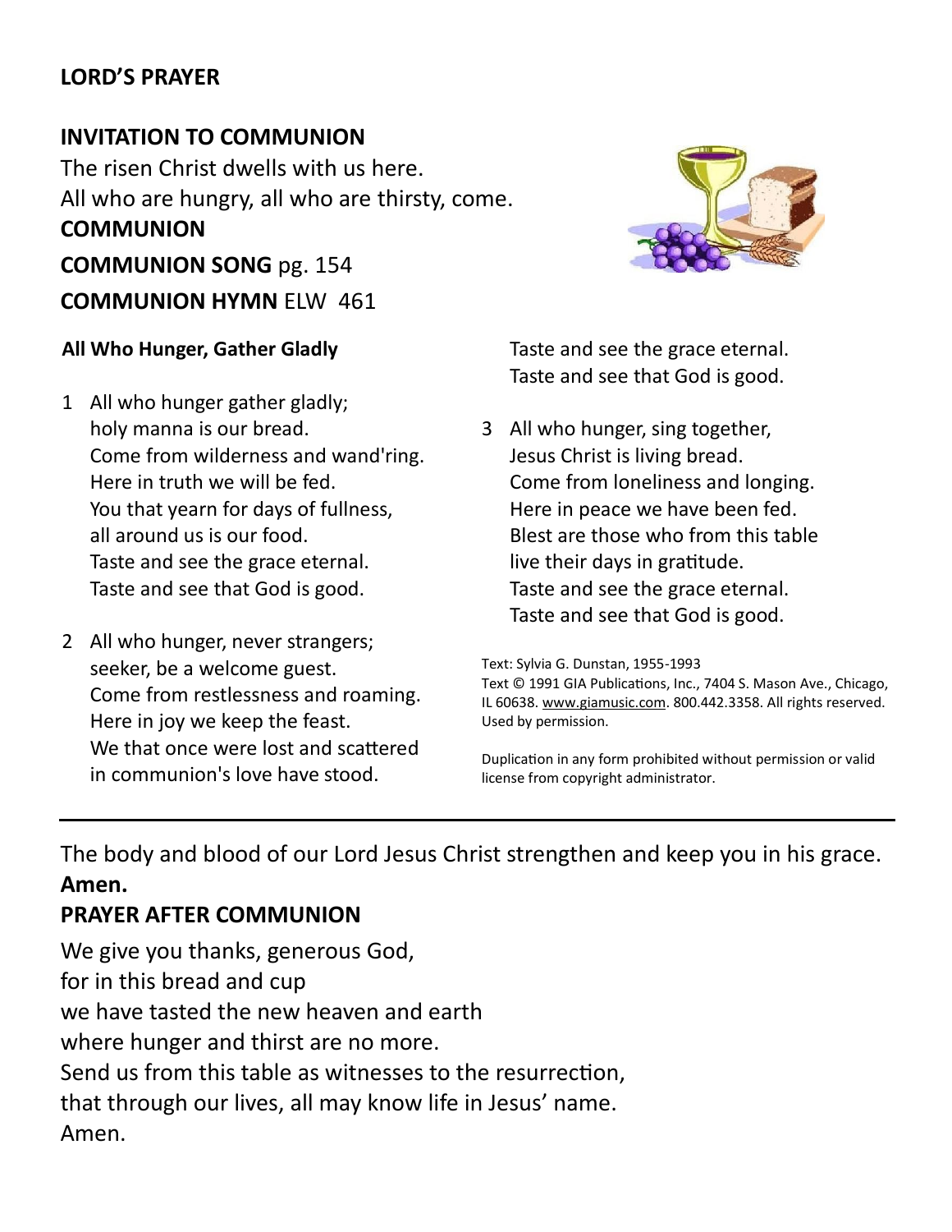**LORD'S PRAYER**

**INVITATION TO COMMUNION**

The risen Christ dwells with us here.
All who are hungry, all who are thirsty, come.

**COMMUNION**

**COMMUNION SONG** pg. 154

**COMMUNION HYMN** ELW 461

**All Who Hunger, Gather Gladly**

1 All who hunger gather gladly;
holy manna is our bread.
Come from wilderness and wand'ring.
Here in truth we will be fed.
You that yearn for days of fullness,
all around us is our food.
Taste and see the grace eternal.
Taste and see that God is good.

2 All who hunger, never strangers;
seeker, be a welcome guest.
Come from restlessness and roaming.
Here in joy we keep the feast.
We that once were lost and scattered
in communion's love have stood.
Taste and see the grace eternal.
Taste and see that God is good.

3 All who hunger, sing together,
Jesus Christ is living bread.
Come from loneliness and longing.
Here in peace we have been fed.
Blest are those who from this table
live their days in gratitude.
Taste and see the grace eternal.
Taste and see that God is good.

Text: Sylvia G. Dunstan, 1955-1993
Text © 1991 GIA Publications, Inc., 7404 S. Mason Ave., Chicago, IL 60638. www.giamusic.com. 800.442.3358. All rights reserved. Used by permission.

Duplication in any form prohibited without permission or valid license from copyright administrator.

---

The body and blood of our Lord Jesus Christ strengthen and keep you in his grace.
**Amen.**

**PRAYER AFTER COMMUNION**

We give you thanks, generous God,
for in this bread and cup
we have tasted the new heaven and earth
where hunger and thirst are no more.
Send us from this table as witnesses to the resurrection,
that through our lives, all may know life in Jesus' name.
Amen.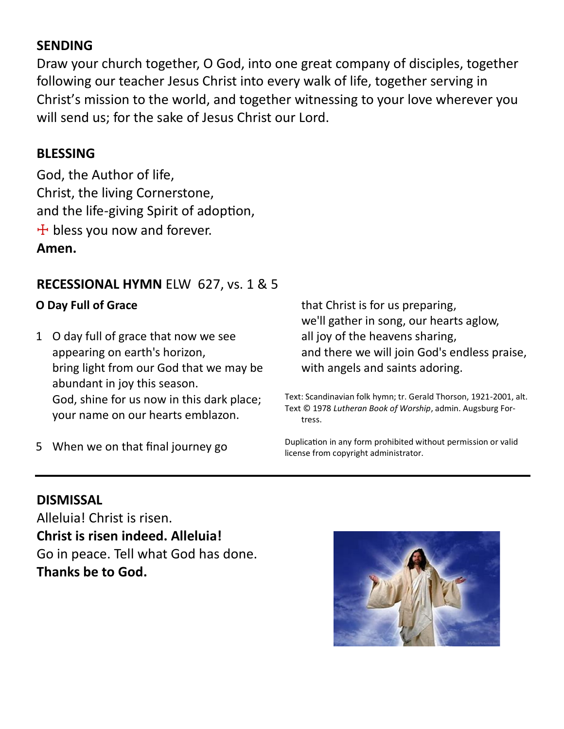## SENDING

Draw your church together, O God, into one great company of disciples, together following our teacher Jesus Christ into every walk of life, together serving in Christ's mission to the world, and together witnessing to your love wherever you will send us; for the sake of Jesus Christ our Lord.

## BLESSING

God, the Author of life,
Christ, the living Cornerstone,
and the life-giving Spirit of adoption,
☩ bless you now and forever.
**Amen.**

## RECESSIONAL HYMN ELW 627, vs. 1 & 5

**O Day Full of Grace**

1 O day full of grace that now we see
appearing on earth's horizon,
bring light from our God that we may be
abundant in joy this season.
God, shine for us now in this dark place;
your name on our hearts emblazon.

5 When we on that final journey go
that Christ is for us preparing,
we'll gather in song, our hearts aglow,
all joy of the heavens sharing,
and there we will join God's endless praise,
with angels and saints adoring.

Text: Scandinavian folk hymn; tr. Gerald Thorson, 1921-2001, alt.
Text © 1978 *Lutheran Book of Worship*, admin. Augsburg Fortress.

Duplication in any form prohibited without permission or valid license from copyright administrator.

---

## DISMISSAL

Alleluia! Christ is risen.
**Christ is risen indeed. Alleluia!**
Go in peace. Tell what God has done.
**Thanks be to God.**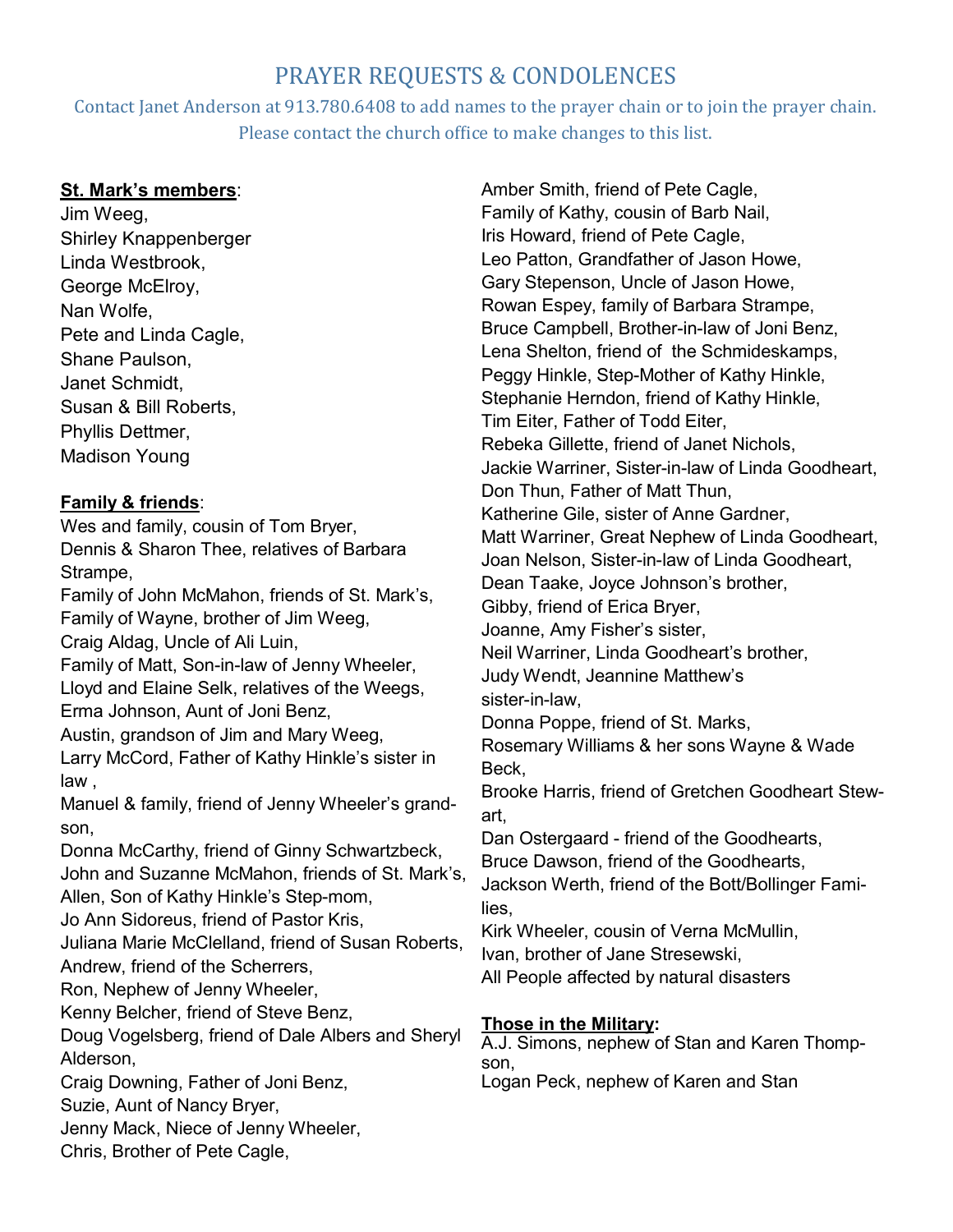# PRAYER REQUESTS & CONDOLENCES

Contact Janet Anderson at 913.780.6408 to add names to the prayer chain or to join the prayer chain.
Please contact the church office to make changes to this list.

**St. Mark's members**:

Jim Weeg,
Shirley Knappenberger
Linda Westbrook,
George McElroy,
Nan Wolfe,
Pete and Linda Cagle,
Shane Paulson,
Janet Schmidt,
Susan & Bill Roberts,
Phyllis Dettmer,
Madison Young

**Family & friends**:

Wes and family, cousin of Tom Bryer,
Dennis & Sharon Thee, relatives of Barbara Strampe,
Family of John McMahon, friends of St. Mark's,
Family of Wayne, brother of Jim Weeg,
Craig Aldag, Uncle of Ali Luin,
Family of Matt, Son-in-law of Jenny Wheeler,
Lloyd and Elaine Selk, relatives of the Weegs,
Erma Johnson, Aunt of Joni Benz,
Austin, grandson of Jim and Mary Weeg,
Larry McCord, Father of Kathy Hinkle's sister in law ,
Manuel & family, friend of Jenny Wheeler's grandson,
Donna McCarthy, friend of Ginny Schwartzbeck,
John and Suzanne McMahon, friends of St. Mark's,
Allen, Son of Kathy Hinkle's Step-mom,
Jo Ann Sidoreus, friend of Pastor Kris,
Juliana Marie McClelland, friend of Susan Roberts,
Andrew, friend of the Scherrers,
Ron, Nephew of Jenny Wheeler,
Kenny Belcher, friend of Steve Benz,
Doug Vogelsberg, friend of Dale Albers and Sheryl Alderson,
Craig Downing, Father of Joni Benz,
Suzie, Aunt of Nancy Bryer,
Jenny Mack, Niece of Jenny Wheeler,
Chris, Brother of Pete Cagle,
Amber Smith, friend of Pete Cagle,
Family of Kathy, cousin of Barb Nail,
Iris Howard, friend of Pete Cagle,
Leo Patton, Grandfather of Jason Howe,
Gary Stepenson, Uncle of Jason Howe,
Rowan Espey, family of Barbara Strampe,
Bruce Campbell, Brother-in-law of Joni Benz,
Lena Shelton, friend of the Schmideskamps,
Peggy Hinkle, Step-Mother of Kathy Hinkle,
Stephanie Herndon, friend of Kathy Hinkle,
Tim Eiter, Father of Todd Eiter,
Rebeka Gillette, friend of Janet Nichols,
Jackie Warriner, Sister-in-law of Linda Goodheart,
Don Thun, Father of Matt Thun,
Katherine Gile, sister of Anne Gardner,
Matt Warriner, Great Nephew of Linda Goodheart,
Joan Nelson, Sister-in-law of Linda Goodheart,
Dean Taake, Joyce Johnson's brother,
Gibby, friend of Erica Bryer,
Joanne, Amy Fisher's sister,
Neil Warriner, Linda Goodheart's brother,
Judy Wendt, Jeannine Matthew's sister-in-law,
Donna Poppe, friend of St. Marks,
Rosemary Williams & her sons Wayne & Wade Beck,
Brooke Harris, friend of Gretchen Goodheart Stewart,
Dan Ostergaard - friend of the Goodhearts,
Bruce Dawson, friend of the Goodhearts,
Jackson Werth, friend of the Bott/Bollinger Families,
Kirk Wheeler, cousin of Verna McMullin,
Ivan, brother of Jane Stresewski,
All People affected by natural disasters

**Those in the Military:**

A.J. Simons, nephew of Stan and Karen Thompson,
Logan Peck, nephew of Karen and Stan